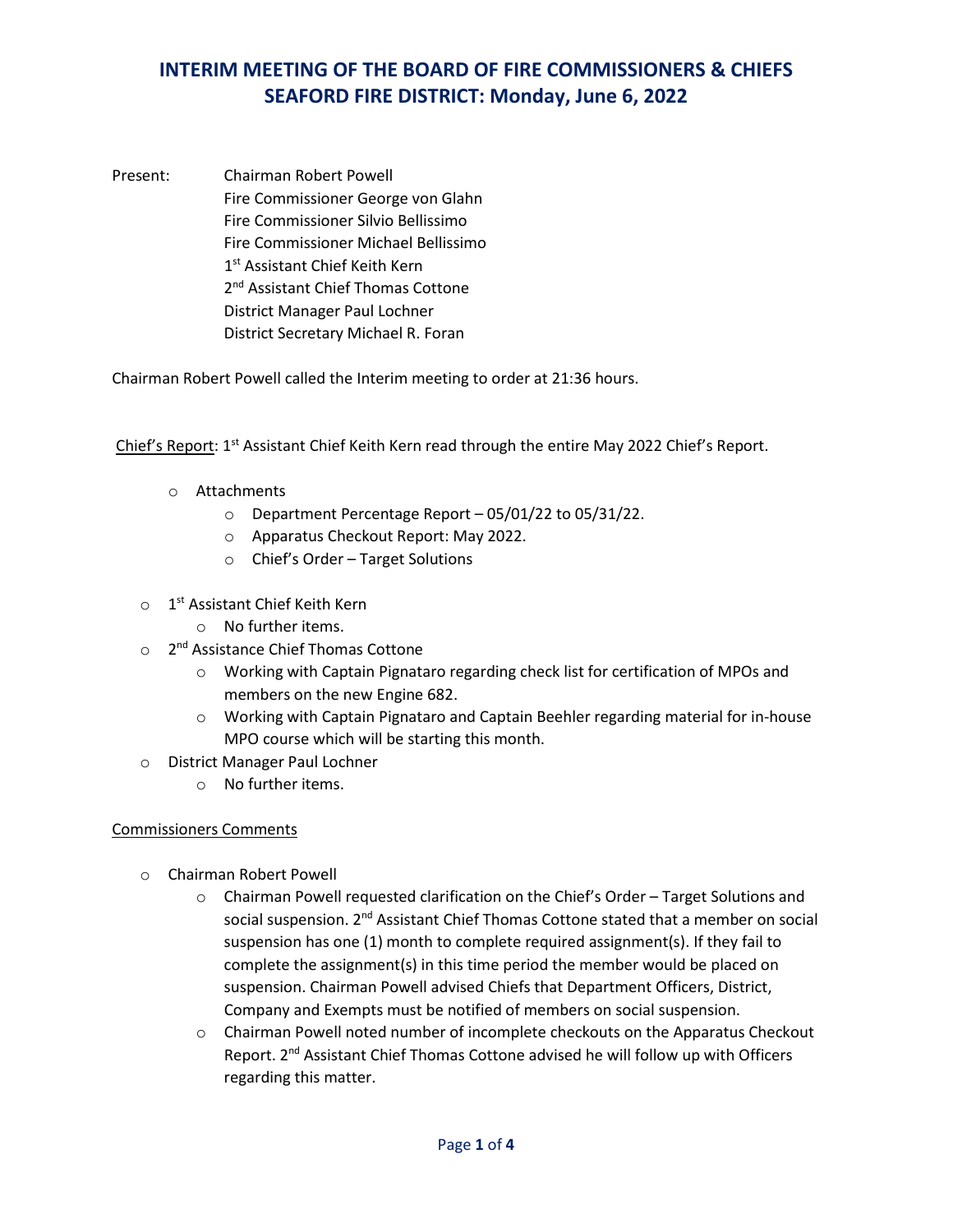# INTERIM MEETING OF THE BOARD OF FIRE COMMISSIONERS & CHIEFS
# SEAFORD FIRE DISTRICT: Monday, June 6, 2022

Present: Chairman Robert Powell
Fire Commissioner George von Glahn
Fire Commissioner Silvio Bellissimo
Fire Commissioner Michael Bellissimo
1st Assistant Chief Keith Kern
2nd Assistant Chief Thomas Cottone
District Manager Paul Lochner
District Secretary Michael R. Foran

Chairman Robert Powell called the Interim meeting to order at 21:36 hours.

<u>Chief's Report</u>: 1st Assistant Chief Keith Kern read through the entire May 2022 Chief's Report.

- Attachments
  - Department Percentage Report – 05/01/22 to 05/31/22.
  - Apparatus Checkout Report: May 2022.
  - Chief's Order – Target Solutions
- 1st Assistant Chief Keith Kern
  - No further items.
- 2nd Assistance Chief Thomas Cottone
  - Working with Captain Pignataro regarding check list for certification of MPOs and members on the new Engine 682.
  - Working with Captain Pignataro and Captain Beehler regarding material for in-house MPO course which will be starting this month.
- District Manager Paul Lochner
  - No further items.

<u>Commissioners Comments</u>

- Chairman Robert Powell
  - Chairman Powell requested clarification on the Chief's Order – Target Solutions and social suspension. 2nd Assistant Chief Thomas Cottone stated that a member on social suspension has one (1) month to complete required assignment(s). If they fail to complete the assignment(s) in this time period the member would be placed on suspension. Chairman Powell advised Chiefs that Department Officers, District, Company and Exempts must be notified of members on social suspension.
  - Chairman Powell noted number of incomplete checkouts on the Apparatus Checkout Report. 2nd Assistant Chief Thomas Cottone advised he will follow up with Officers regarding this matter.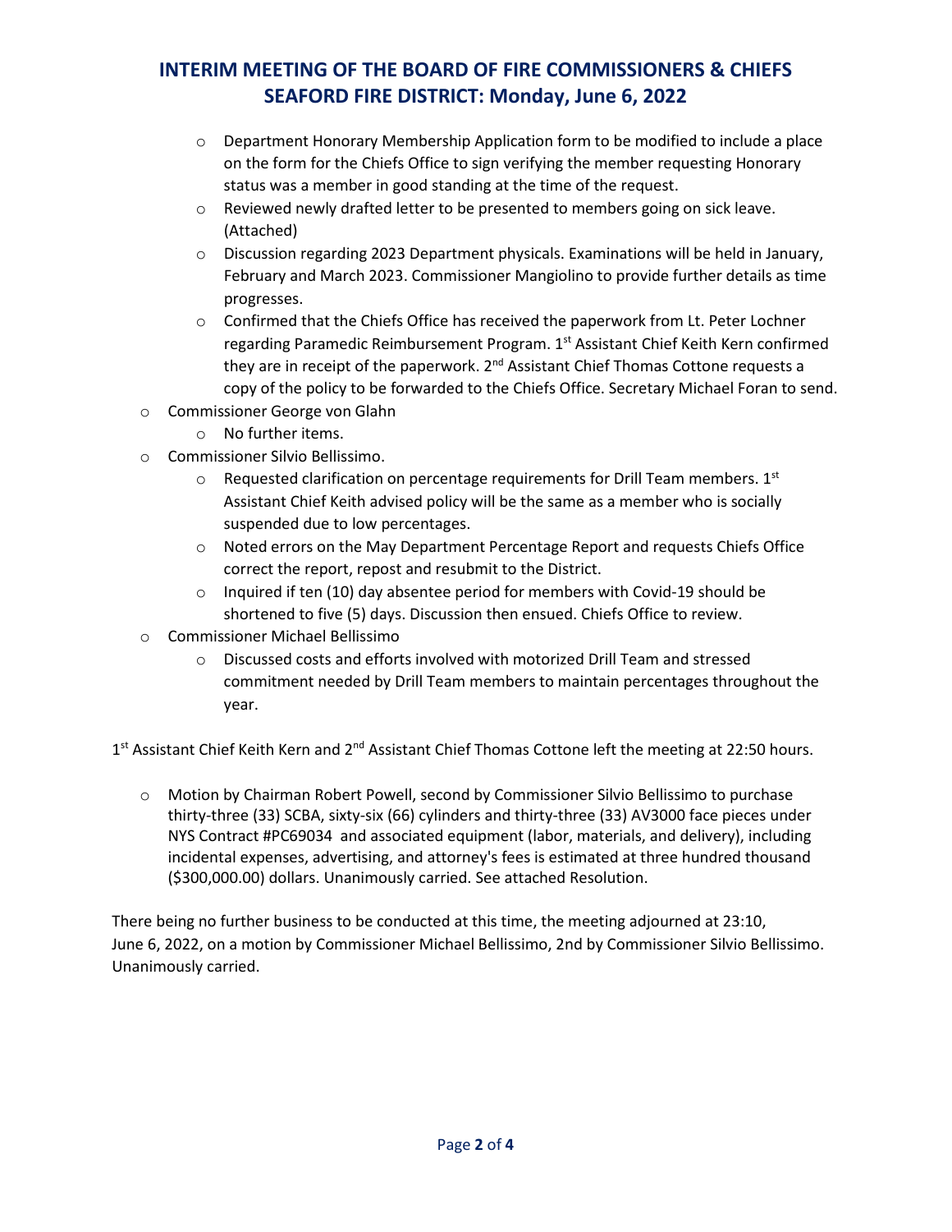# INTERIM MEETING OF THE BOARD OF FIRE COMMISSIONERS & CHIEFS SEAFORD FIRE DISTRICT: Monday, June 6, 2022

- Department Honorary Membership Application form to be modified to include a place on the form for the Chiefs Office to sign verifying the member requesting Honorary status was a member in good standing at the time of the request.
- Reviewed newly drafted letter to be presented to members going on sick leave. (Attached)
- Discussion regarding 2023 Department physicals. Examinations will be held in January, February and March 2023. Commissioner Mangiolino to provide further details as time progresses.
- Confirmed that the Chiefs Office has received the paperwork from Lt. Peter Lochner regarding Paramedic Reimbursement Program. 1st Assistant Chief Keith Kern confirmed they are in receipt of the paperwork. 2nd Assistant Chief Thomas Cottone requests a copy of the policy to be forwarded to the Chiefs Office. Secretary Michael Foran to send.

- Commissioner George von Glahn
  - No further items.
- Commissioner Silvio Bellissimo.
  - Requested clarification on percentage requirements for Drill Team members. 1st Assistant Chief Keith advised policy will be the same as a member who is socially suspended due to low percentages.
  - Noted errors on the May Department Percentage Report and requests Chiefs Office correct the report, repost and resubmit to the District.
  - Inquired if ten (10) day absentee period for members with Covid-19 should be shortened to five (5) days. Discussion then ensued. Chiefs Office to review.
- Commissioner Michael Bellissimo
  - Discussed costs and efforts involved with motorized Drill Team and stressed commitment needed by Drill Team members to maintain percentages throughout the year.

1st Assistant Chief Keith Kern and 2nd Assistant Chief Thomas Cottone left the meeting at 22:50 hours.

- Motion by Chairman Robert Powell, second by Commissioner Silvio Bellissimo to purchase thirty-three (33) SCBA, sixty-six (66) cylinders and thirty-three (33) AV3000 face pieces under NYS Contract #PC69034 and associated equipment (labor, materials, and delivery), including incidental expenses, advertising, and attorney's fees is estimated at three hundred thousand ($300,000.00) dollars. Unanimously carried. See attached Resolution.

There being no further business to be conducted at this time, the meeting adjourned at 23:10, June 6, 2022, on a motion by Commissioner Michael Bellissimo, 2nd by Commissioner Silvio Bellissimo. Unanimously carried.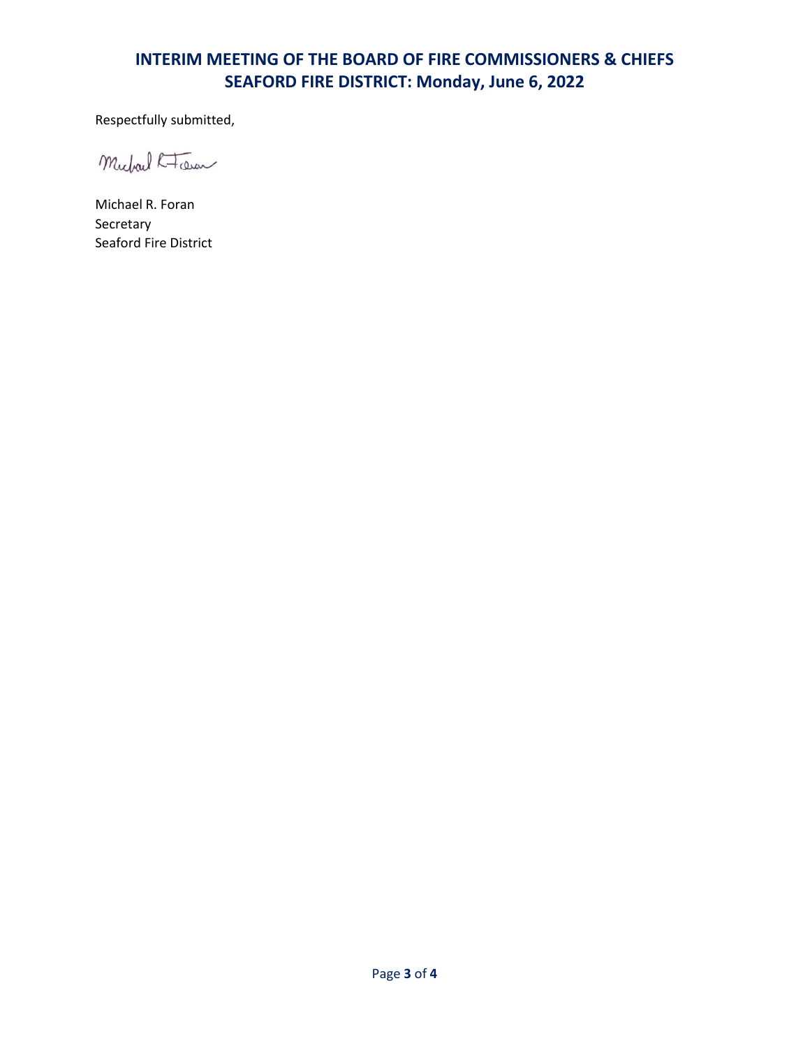Respectfully submitted,

Michael R. Foran

Michael R. Foran
Secretary
Seaford Fire District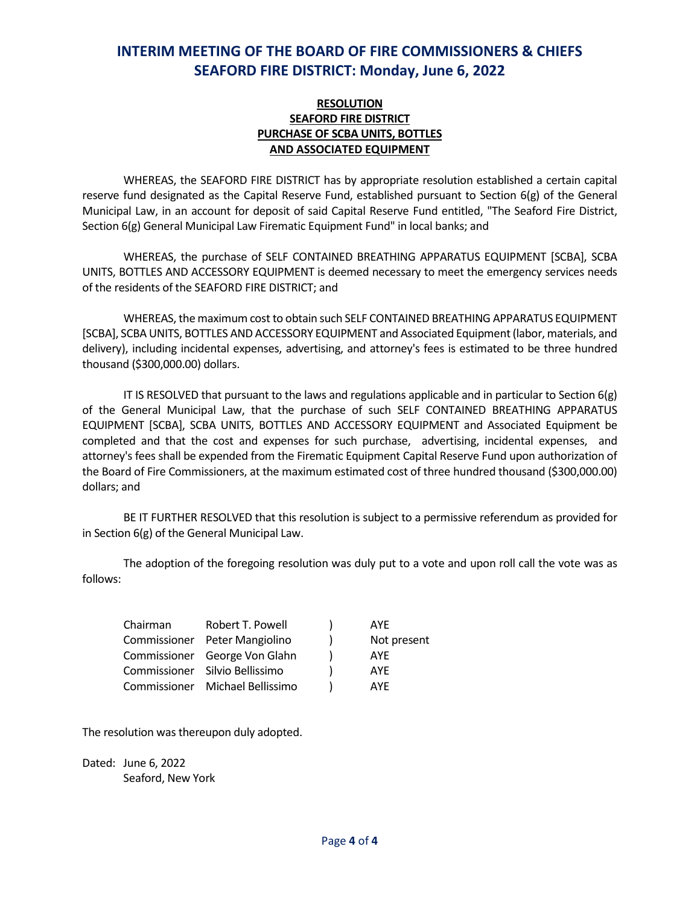# INTERIM MEETING OF THE BOARD OF FIRE COMMISSIONERS & CHIEFS SEAFORD FIRE DISTRICT: Monday, June 6, 2022

**RESOLUTION**
**SEAFORD FIRE DISTRICT**
**PURCHASE OF SCBA UNITS, BOTTLES**
**AND ASSOCIATED EQUIPMENT**

WHEREAS, the SEAFORD FIRE DISTRICT has by appropriate resolution established a certain capital reserve fund designated as the Capital Reserve Fund, established pursuant to Section 6(g) of the General Municipal Law, in an account for deposit of said Capital Reserve Fund entitled, "The Seaford Fire District, Section 6(g) General Municipal Law Firematic Equipment Fund" in local banks; and

WHEREAS, the purchase of SELF CONTAINED BREATHING APPARATUS EQUIPMENT [SCBA], SCBA UNITS, BOTTLES AND ACCESSORY EQUIPMENT is deemed necessary to meet the emergency services needs of the residents of the SEAFORD FIRE DISTRICT; and

WHEREAS, the maximum cost to obtain such SELF CONTAINED BREATHING APPARATUS EQUIPMENT [SCBA], SCBA UNITS, BOTTLES AND ACCESSORY EQUIPMENT and Associated Equipment (labor, materials, and delivery), including incidental expenses, advertising, and attorney's fees is estimated to be three hundred thousand ($300,000.00) dollars.

IT IS RESOLVED that pursuant to the laws and regulations applicable and in particular to Section 6(g) of the General Municipal Law, that the purchase of such SELF CONTAINED BREATHING APPARATUS EQUIPMENT [SCBA], SCBA UNITS, BOTTLES AND ACCESSORY EQUIPMENT and Associated Equipment be completed and that the cost and expenses for such purchase, advertising, incidental expenses, and attorney's fees shall be expended from the Firematic Equipment Capital Reserve Fund upon authorization of the Board of Fire Commissioners, at the maximum estimated cost of three hundred thousand ($300,000.00) dollars; and

BE IT FURTHER RESOLVED that this resolution is subject to a permissive referendum as provided for in Section 6(g) of the General Municipal Law.

The adoption of the foregoing resolution was duly put to a vote and upon roll call the vote was as follows:

| | | | |
|---|---|---|---|
| Chairman | Robert T. Powell | ) | AYE |
| Commissioner | Peter Mangiolino | ) | Not present |
| Commissioner | George Von Glahn | ) | AYE |
| Commissioner | Silvio Bellissimo | ) | AYE |
| Commissioner | Michael Bellissimo | ) | AYE |

The resolution was thereupon duly adopted.

Dated: June 6, 2022
Seaford, New York